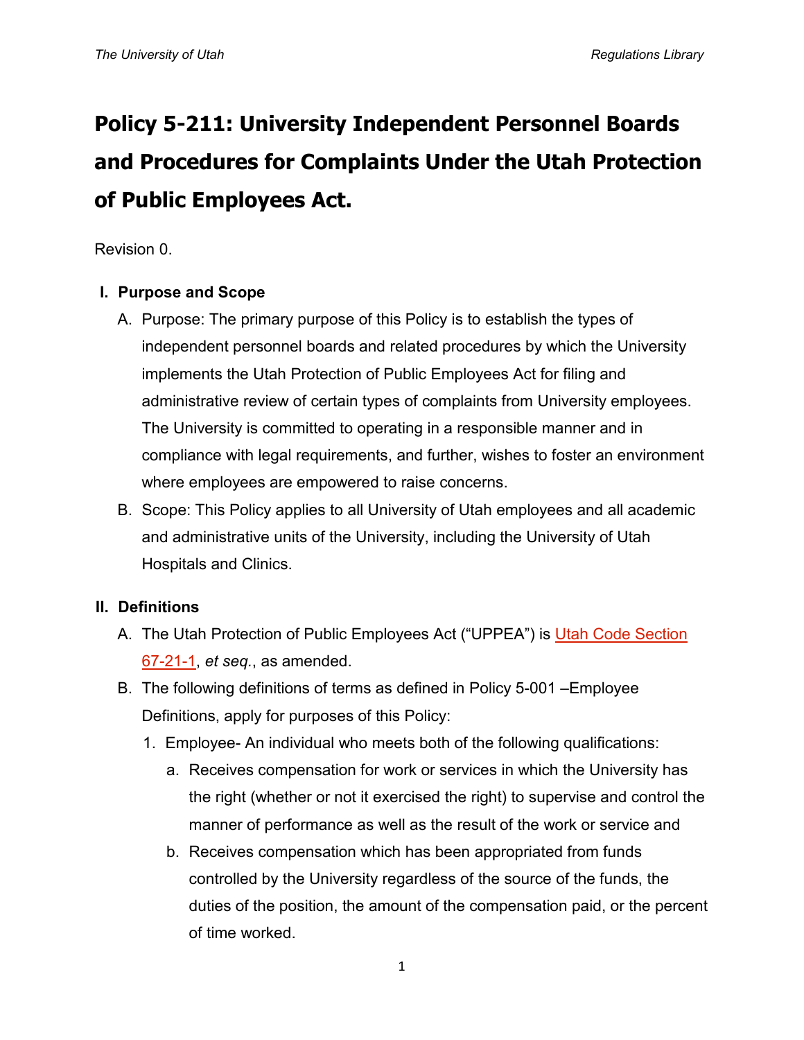# Policy 5-211: University Independent Personnel Boards and Procedures for Complaints Under the Utah Protection of Public Employees Act.

Revision 0.

## I. Purpose and Scope

A. Purpose: The primary purpose of this Policy is to establish the types of independent personnel boards and related procedures by which the University implements the Utah Protection of Public Employees Act for filing and administrative review of certain types of complaints from University employees. The University is committed to operating in a responsible manner and in compliance with legal requirements, and further, wishes to foster an environment where employees are empowered to raise concerns.

B. Scope: This Policy applies to all University of Utah employees and all academic and administrative units of the University, including the University of Utah Hospitals and Clinics.

## II. Definitions

A. The Utah Protection of Public Employees Act ("UPPEA") is Utah Code Section 67-21-1, *et seq.*, as amended.

B. The following definitions of terms as defined in Policy 5-001 –Employee Definitions, apply for purposes of this Policy:

1. Employee- An individual who meets both of the following qualifications:

   a. Receives compensation for work or services in which the University has the right (whether or not it exercised the right) to supervise and control the manner of performance as well as the result of the work or service and

   b. Receives compensation which has been appropriated from funds controlled by the University regardless of the source of the funds, the duties of the position, the amount of the compensation paid, or the percent of time worked.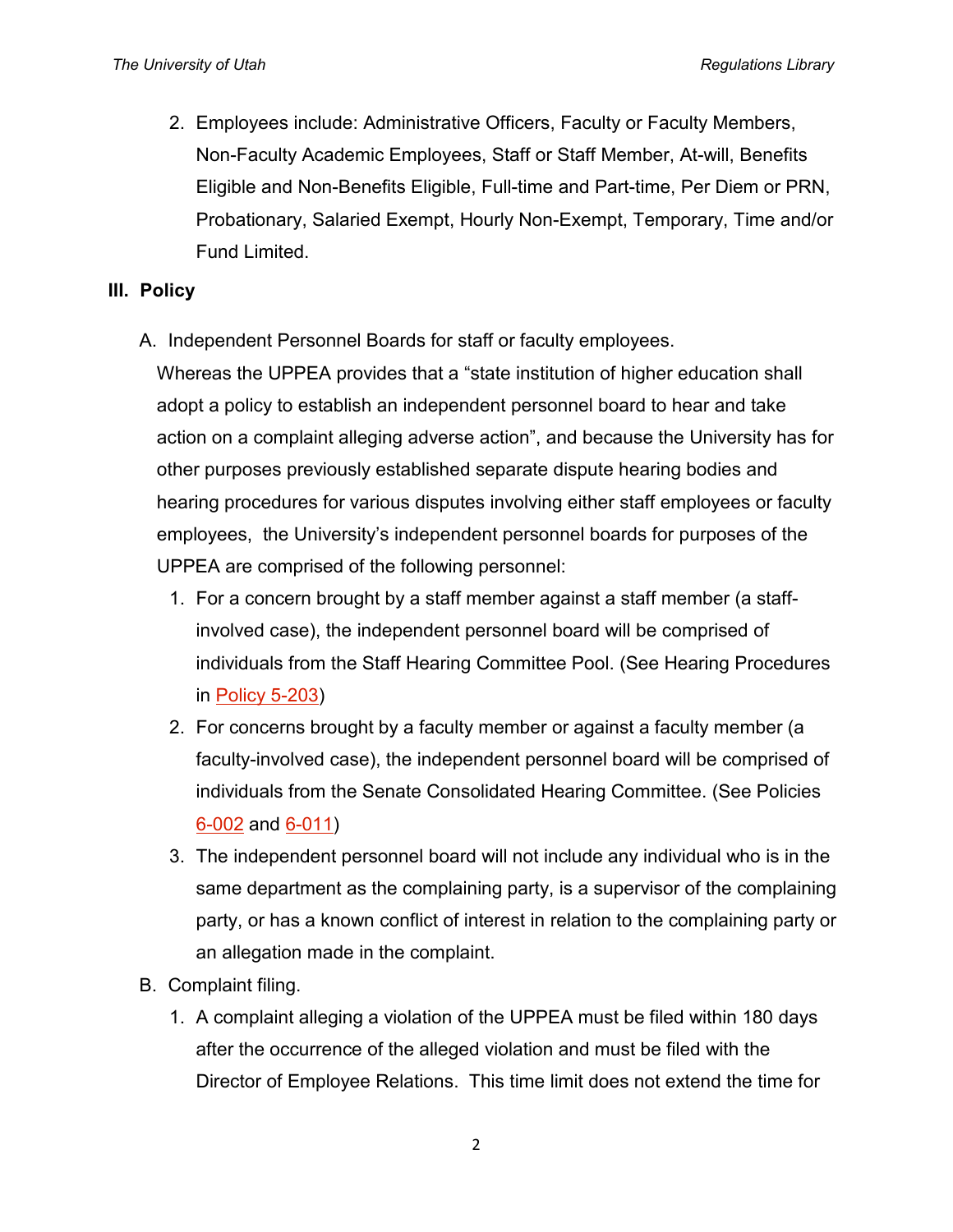2. Employees include: Administrative Officers, Faculty or Faculty Members, Non-Faculty Academic Employees, Staff or Staff Member, At-will, Benefits Eligible and Non-Benefits Eligible, Full-time and Part-time, Per Diem or PRN, Probationary, Salaried Exempt, Hourly Non-Exempt, Temporary, Time and/or Fund Limited.

## III. Policy

A. Independent Personnel Boards for staff or faculty employees.

Whereas the UPPEA provides that a "state institution of higher education shall adopt a policy to establish an independent personnel board to hear and take action on a complaint alleging adverse action", and because the University has for other purposes previously established separate dispute hearing bodies and hearing procedures for various disputes involving either staff employees or faculty employees, the University's independent personnel boards for purposes of the UPPEA are comprised of the following personnel:

1. For a concern brought by a staff member against a staff member (a staff-involved case), the independent personnel board will be comprised of individuals from the Staff Hearing Committee Pool. (See Hearing Procedures in Policy 5-203)
2. For concerns brought by a faculty member or against a faculty member (a faculty-involved case), the independent personnel board will be comprised of individuals from the Senate Consolidated Hearing Committee. (See Policies 6-002 and 6-011)
3. The independent personnel board will not include any individual who is in the same department as the complaining party, is a supervisor of the complaining party, or has a known conflict of interest in relation to the complaining party or an allegation made in the complaint.

B. Complaint filing.

1. A complaint alleging a violation of the UPPEA must be filed within 180 days after the occurrence of the alleged violation and must be filed with the Director of Employee Relations. This time limit does not extend the time for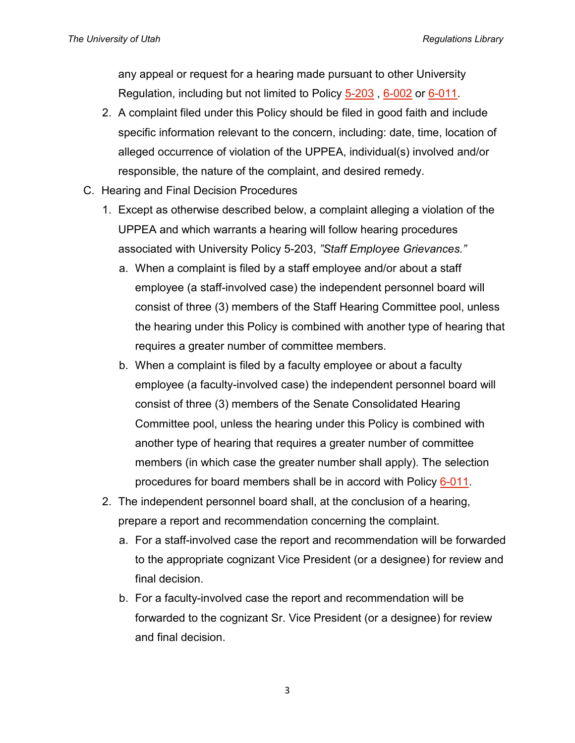any appeal or request for a hearing made pursuant to other University Regulation, including but not limited to Policy 5-203 , 6-002 or 6-011.

2. A complaint filed under this Policy should be filed in good faith and include specific information relevant to the concern, including: date, time, location of alleged occurrence of violation of the UPPEA, individual(s) involved and/or responsible, the nature of the complaint, and desired remedy.

C. Hearing and Final Decision Procedures

1. Except as otherwise described below, a complaint alleging a violation of the UPPEA and which warrants a hearing will follow hearing procedures associated with University Policy 5-203, *"Staff Employee Grievances."*
   a. When a complaint is filed by a staff employee and/or about a staff employee (a staff-involved case) the independent personnel board will consist of three (3) members of the Staff Hearing Committee pool, unless the hearing under this Policy is combined with another type of hearing that requires a greater number of committee members.
   b. When a complaint is filed by a faculty employee or about a faculty employee (a faculty-involved case) the independent personnel board will consist of three (3) members of the Senate Consolidated Hearing Committee pool, unless the hearing under this Policy is combined with another type of hearing that requires a greater number of committee members (in which case the greater number shall apply). The selection procedures for board members shall be in accord with Policy 6-011.
2. The independent personnel board shall, at the conclusion of a hearing, prepare a report and recommendation concerning the complaint.
   a. For a staff-involved case the report and recommendation will be forwarded to the appropriate cognizant Vice President (or a designee) for review and final decision.
   b. For a faculty-involved case the report and recommendation will be forwarded to the cognizant Sr. Vice President (or a designee) for review and final decision.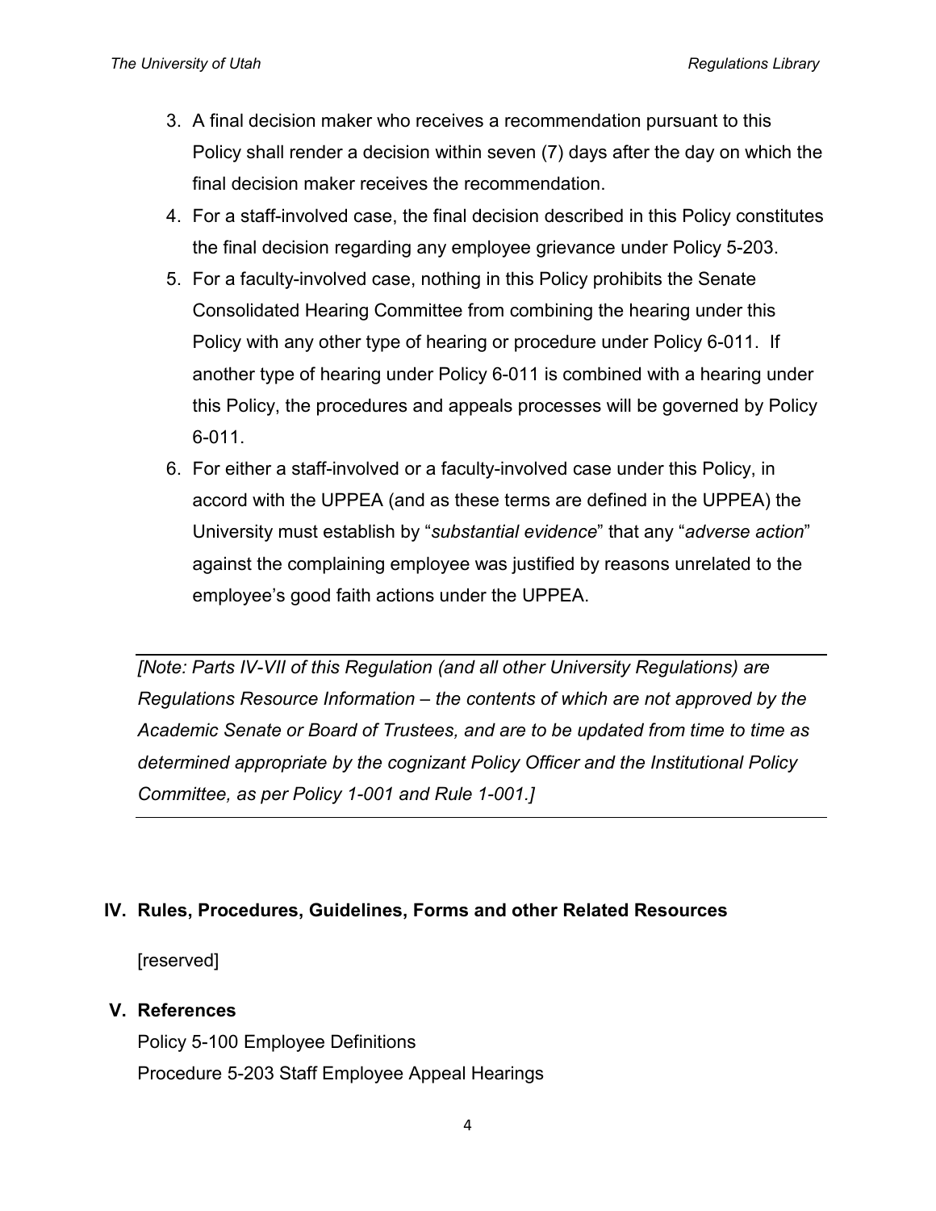3. A final decision maker who receives a recommendation pursuant to this Policy shall render a decision within seven (7) days after the day on which the final decision maker receives the recommendation.
4. For a staff-involved case, the final decision described in this Policy constitutes the final decision regarding any employee grievance under Policy 5-203.
5. For a faculty-involved case, nothing in this Policy prohibits the Senate Consolidated Hearing Committee from combining the hearing under this Policy with any other type of hearing or procedure under Policy 6-011. If another type of hearing under Policy 6-011 is combined with a hearing under this Policy, the procedures and appeals processes will be governed by Policy 6-011.
6. For either a staff-involved or a faculty-involved case under this Policy, in accord with the UPPEA (and as these terms are defined in the UPPEA) the University must establish by "*substantial evidence*" that any "*adverse action*" against the complaining employee was justified by reasons unrelated to the employee's good faith actions under the UPPEA.

---

*[Note: Parts IV-VII of this Regulation (and all other University Regulations) are Regulations Resource Information – the contents of which are not approved by the Academic Senate or Board of Trustees, and are to be updated from time to time as determined appropriate by the cognizant Policy Officer and the Institutional Policy Committee, as per Policy 1-001 and Rule 1-001.]*

---

## IV. Rules, Procedures, Guidelines, Forms and other Related Resources

[reserved]

## V. References

Policy 5-100 Employee Definitions
Procedure 5-203 Staff Employee Appeal Hearings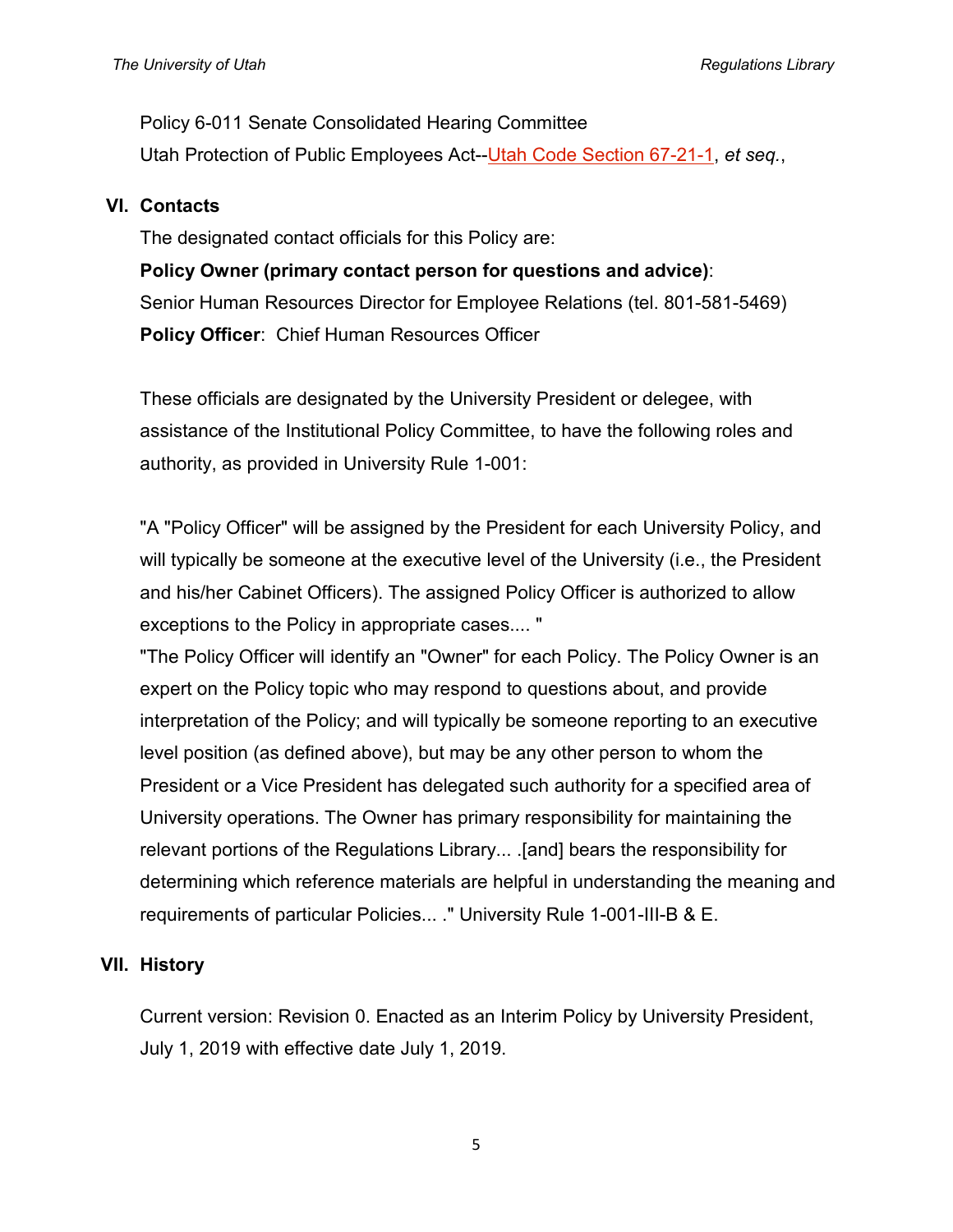Policy 6-011 Senate Consolidated Hearing Committee

Utah Protection of Public Employees Act--Utah Code Section 67-21-1, *et seq.*,

## VI. Contacts

The designated contact officials for this Policy are:

**Policy Owner (primary contact person for questions and advice)**:

Senior Human Resources Director for Employee Relations (tel. 801-581-5469)

**Policy Officer**: Chief Human Resources Officer

These officials are designated by the University President or delegee, with assistance of the Institutional Policy Committee, to have the following roles and authority, as provided in University Rule 1-001:

"A "Policy Officer" will be assigned by the President for each University Policy, and will typically be someone at the executive level of the University (i.e., the President and his/her Cabinet Officers). The assigned Policy Officer is authorized to allow exceptions to the Policy in appropriate cases.... "

"The Policy Officer will identify an "Owner" for each Policy. The Policy Owner is an expert on the Policy topic who may respond to questions about, and provide interpretation of the Policy; and will typically be someone reporting to an executive level position (as defined above), but may be any other person to whom the President or a Vice President has delegated such authority for a specified area of University operations. The Owner has primary responsibility for maintaining the relevant portions of the Regulations Library... .[and] bears the responsibility for determining which reference materials are helpful in understanding the meaning and requirements of particular Policies... ." University Rule 1-001-III-B & E.

## VII. History

Current version: Revision 0. Enacted as an Interim Policy by University President, July 1, 2019 with effective date July 1, 2019.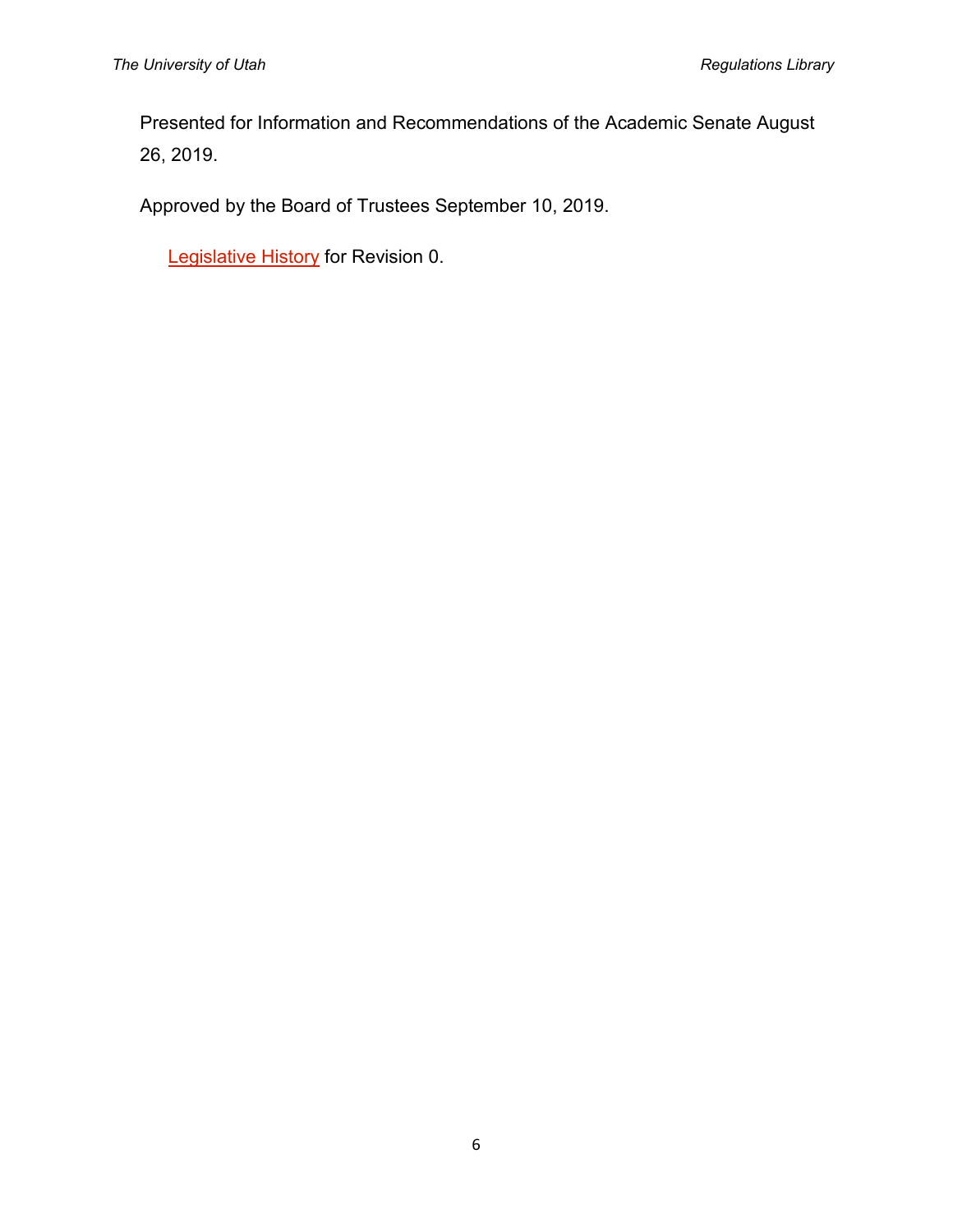Presented for Information and Recommendations of the Academic Senate August 26, 2019.

Approved by the Board of Trustees September 10, 2019.

Legislative History for Revision 0.